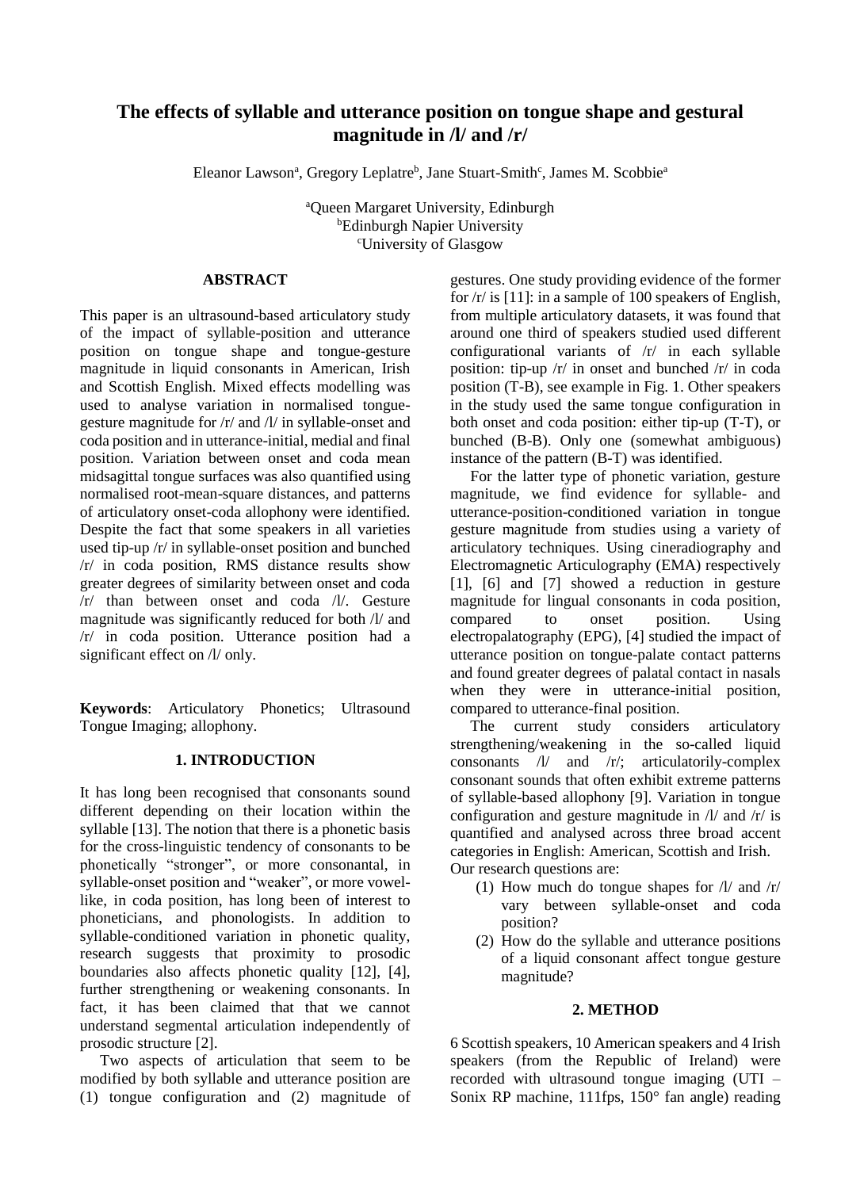# The effects of syllable and utterance position on tongue shape and gestural magnitude in /l/ and /r/

Eleanor Lawson[a], Gregory Leplatre[b], Jane Stuart-Smith[c], James M. Scobbie[a]

[a]Queen Margaret University, Edinburgh
[b]Edinburgh Napier University
[c]University of Glasgow

## ABSTRACT

This paper is an ultrasound-based articulatory study of the impact of syllable-position and utterance position on tongue shape and tongue-gesture magnitude in liquid consonants in American, Irish and Scottish English. Mixed effects modelling was used to analyse variation in normalised tongue-gesture magnitude for /r/ and /l/ in syllable-onset and coda position and in utterance-initial, medial and final position. Variation between onset and coda mean midsagittal tongue surfaces was also quantified using normalised root-mean-square distances, and patterns of articulatory onset-coda allophony were identified. Despite the fact that some speakers in all varieties used tip-up /r/ in syllable-onset position and bunched /r/ in coda position, RMS distance results show greater degrees of similarity between onset and coda /r/ than between onset and coda /l/. Gesture magnitude was significantly reduced for both /l/ and /r/ in coda position. Utterance position had a significant effect on /l/ only.

**Keywords**: Articulatory Phonetics; Ultrasound Tongue Imaging; allophony.

## 1. INTRODUCTION

It has long been recognised that consonants sound different depending on their location within the syllable [13]. The notion that there is a phonetic basis for the cross-linguistic tendency of consonants to be phonetically "stronger", or more consonantal, in syllable-onset position and "weaker", or more vowel-like, in coda position, has long been of interest to phoneticians, and phonologists. In addition to syllable-conditioned variation in phonetic quality, research suggests that proximity to prosodic boundaries also affects phonetic quality [12], [4], further strengthening or weakening consonants. In fact, it has been claimed that that we cannot understand segmental articulation independently of prosodic structure [2].

Two aspects of articulation that seem to be modified by both syllable and utterance position are (1) tongue configuration and (2) magnitude of gestures. One study providing evidence of the former for /r/ is [11]: in a sample of 100 speakers of English, from multiple articulatory datasets, it was found that around one third of speakers studied used different configurational variants of /r/ in each syllable position: tip-up /r/ in onset and bunched /r/ in coda position (T-B), see example in Fig. 1. Other speakers in the study used the same tongue configuration in both onset and coda position: either tip-up (T-T), or bunched (B-B). Only one (somewhat ambiguous) instance of the pattern (B-T) was identified.

For the latter type of phonetic variation, gesture magnitude, we find evidence for syllable- and utterance-position-conditioned variation in tongue gesture magnitude from studies using a variety of articulatory techniques. Using cineradiography and Electromagnetic Articulography (EMA) respectively [1], [6] and [7] showed a reduction in gesture magnitude for lingual consonants in coda position, compared to onset position. Using electropalatography (EPG), [4] studied the impact of utterance position on tongue-palate contact patterns and found greater degrees of palatal contact in nasals when they were in utterance-initial position, compared to utterance-final position.

The current study considers articulatory strengthening/weakening in the so-called liquid consonants /l/ and /r/; articulatorily-complex consonant sounds that often exhibit extreme patterns of syllable-based allophony [9]. Variation in tongue configuration and gesture magnitude in /l/ and /r/ is quantified and analysed across three broad accent categories in English: American, Scottish and Irish. Our research questions are:

(1) How much do tongue shapes for /l/ and /r/ vary between syllable-onset and coda position?
(2) How do the syllable and utterance positions of a liquid consonant affect tongue gesture magnitude?

## 2. METHOD

6 Scottish speakers, 10 American speakers and 4 Irish speakers (from the Republic of Ireland) were recorded with ultrasound tongue imaging (UTI – Sonix RP machine, 111fps, 150° fan angle) reading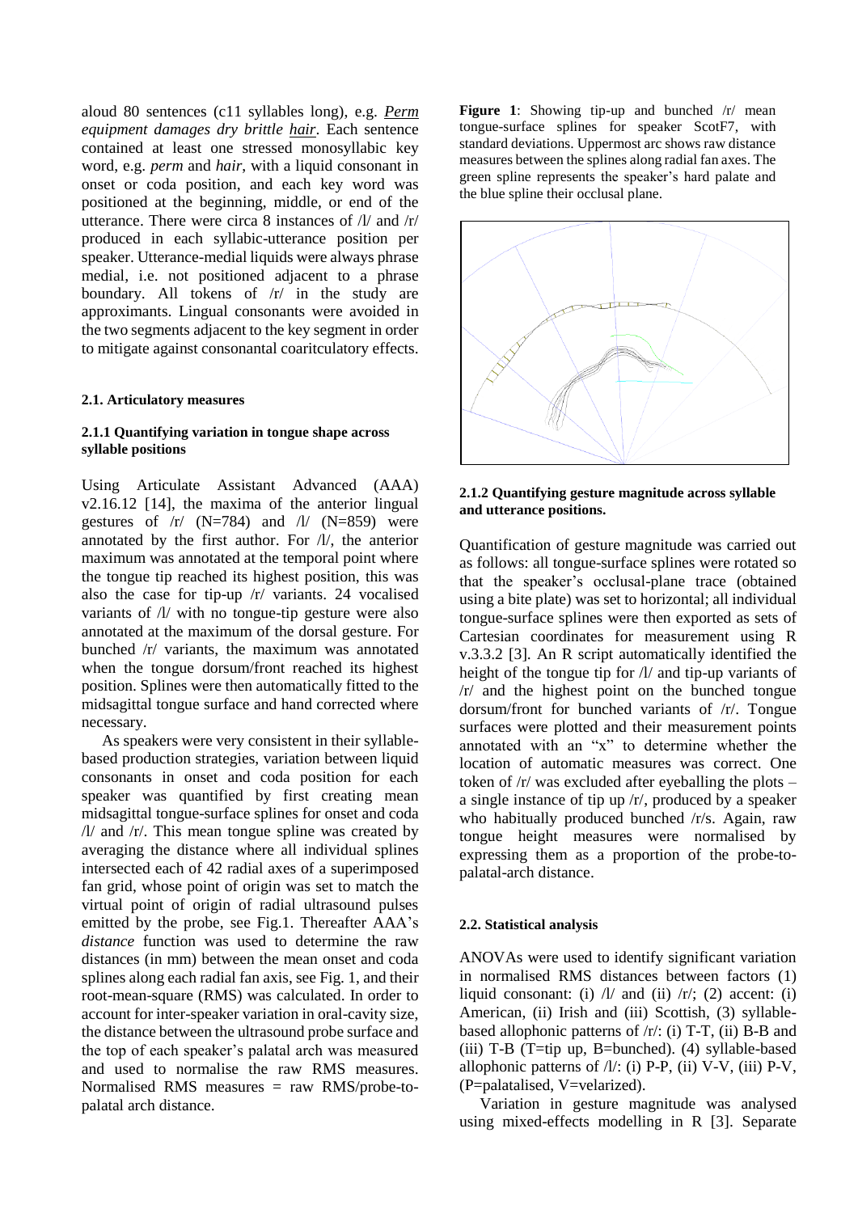aloud 80 sentences (c11 syllables long), e.g. *Perm equipment damages dry brittle hair*. Each sentence contained at least one stressed monosyllabic key word, e.g. *perm* and *hair*, with a liquid consonant in onset or coda position, and each key word was positioned at the beginning, middle, or end of the utterance. There were circa 8 instances of /l/ and /r/ produced in each syllabic-utterance position per speaker. Utterance-medial liquids were always phrase medial, i.e. not positioned adjacent to a phrase boundary. All tokens of /r/ in the study are approximants. Lingual consonants were avoided in the two segments adjacent to the key segment in order to mitigate against consonantal coaritculatory effects.

#### 2.1. Articulatory measures

#### 2.1.1 Quantifying variation in tongue shape across syllable positions

Using Articulate Assistant Advanced (AAA) v2.16.12 [14], the maxima of the anterior lingual gestures of /r/ (N=784) and /l/ (N=859) were annotated by the first author. For /l/, the anterior maximum was annotated at the temporal point where the tongue tip reached its highest position, this was also the case for tip-up /r/ variants. 24 vocalised variants of /l/ with no tongue-tip gesture were also annotated at the maximum of the dorsal gesture. For bunched /r/ variants, the maximum was annotated when the tongue dorsum/front reached its highest position. Splines were then automatically fitted to the midsagittal tongue surface and hand corrected where necessary.

As speakers were very consistent in their syllable-based production strategies, variation between liquid consonants in onset and coda position for each speaker was quantified by first creating mean midsagittal tongue-surface splines for onset and coda /l/ and /r/. This mean tongue spline was created by averaging the distance where all individual splines intersected each of 42 radial axes of a superimposed fan grid, whose point of origin was set to match the virtual point of origin of radial ultrasound pulses emitted by the probe, see Fig.1. Thereafter AAA's *distance* function was used to determine the raw distances (in mm) between the mean onset and coda splines along each radial fan axis, see Fig. 1, and their root-mean-square (RMS) was calculated. In order to account for inter-speaker variation in oral-cavity size, the distance between the ultrasound probe surface and the top of each speaker's palatal arch was measured and used to normalise the raw RMS measures. Normalised RMS measures = raw RMS/probe-to-palatal arch distance.

**Figure 1**: Showing tip-up and bunched /r/ mean tongue-surface splines for speaker ScotF7, with standard deviations. Uppermost arc shows raw distance measures between the splines along radial fan axes. The green spline represents the speaker's hard palate and the blue spline their occlusal plane.

#### 2.1.2 Quantifying gesture magnitude across syllable and utterance positions.

Quantification of gesture magnitude was carried out as follows: all tongue-surface splines were rotated so that the speaker's occlusal-plane trace (obtained using a bite plate) was set to horizontal; all individual tongue-surface splines were then exported as sets of Cartesian coordinates for measurement using R v.3.3.2 [3]. An R script automatically identified the height of the tongue tip for /l/ and tip-up variants of /r/ and the highest point on the bunched tongue dorsum/front for bunched variants of /r/. Tongue surfaces were plotted and their measurement points annotated with an "x" to determine whether the location of automatic measures was correct. One token of /r/ was excluded after eyeballing the plots – a single instance of tip up /r/, produced by a speaker who habitually produced bunched /r/s. Again, raw tongue height measures were normalised by expressing them as a proportion of the probe-to-palatal-arch distance.

#### 2.2. Statistical analysis

ANOVAs were used to identify significant variation in normalised RMS distances between factors (1) liquid consonant: (i) /l/ and (ii) /r/; (2) accent: (i) American, (ii) Irish and (iii) Scottish, (3) syllable-based allophonic patterns of /r/: (i) T-T, (ii) B-B and (iii) T-B (T=tip up, B=bunched). (4) syllable-based allophonic patterns of /l/: (i) P-P, (ii) V-V, (iii) P-V, (P=palatalised, V=velarized).

Variation in gesture magnitude was analysed using mixed-effects modelling in R [3]. Separate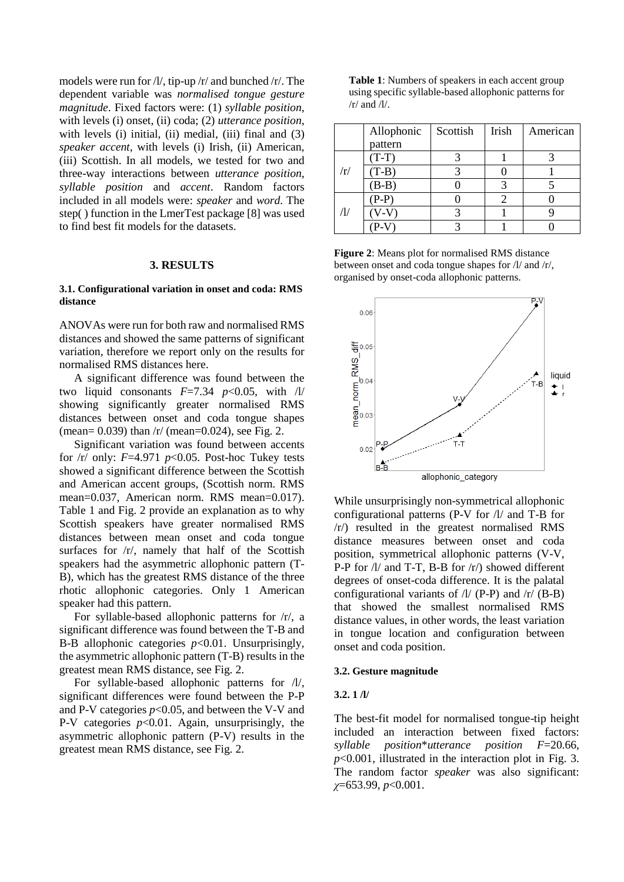models were run for /l/, tip-up /r/ and bunched /r/. The dependent variable was *normalised tongue gesture magnitude*. Fixed factors were: (1) *syllable position*, with levels (i) onset, (ii) coda; (2) *utterance position*, with levels (i) initial, (ii) medial, (iii) final and (3) *speaker accent*, with levels (i) Irish, (ii) American, (iii) Scottish. In all models, we tested for two and three-way interactions between *utterance position*, *syllable position* and *accent*. Random factors included in all models were: *speaker* and *word*. The step( ) function in the LmerTest package [8] was used to find best fit models for the datasets.

## 3. RESULTS

### 3.1. Configurational variation in onset and coda: RMS distance

ANOVAs were run for both raw and normalised RMS distances and showed the same patterns of significant variation, therefore we report only on the results for normalised RMS distances here.

A significant difference was found between the two liquid consonants $F$=7.34 $p$<0.05, with /l/ showing significantly greater normalised RMS distances between onset and coda tongue shapes (mean= 0.039) than /r/ (mean=0.024), see Fig. 2.

Significant variation was found between accents for /r/ only: $F$=4.971 $p$<0.05. Post-hoc Tukey tests showed a significant difference between the Scottish and American accent groups, (Scottish norm. RMS mean=0.037, American norm. RMS mean=0.017). Table 1 and Fig. 2 provide an explanation as to why Scottish speakers have greater normalised RMS distances between mean onset and coda tongue surfaces for /r/, namely that half of the Scottish speakers had the asymmetric allophonic pattern (T-B), which has the greatest RMS distance of the three rhotic allophonic categories. Only 1 American speaker had this pattern.

For syllable-based allophonic patterns for /r/, a significant difference was found between the T-B and B-B allophonic categories $p$<0.01. Unsurprisingly, the asymmetric allophonic pattern (T-B) results in the greatest mean RMS distance, see Fig. 2.

For syllable-based allophonic patterns for /l/, significant differences were found between the P-P and P-V categories $p$<0.05, and between the V-V and P-V categories $p$<0.01. Again, unsurprisingly, the asymmetric allophonic pattern (P-V) results in the greatest mean RMS distance, see Fig. 2.

**Table 1**: Numbers of speakers in each accent group using specific syllable-based allophonic patterns for /r/ and /l/.

| | Allophonic pattern | Scottish | Irish | American |
|---|---|---|---|---|
| /r/ | (T-T) | 3 | 1 | 3 |
| | (T-B) | 3 | 0 | 1 |
| | (B-B) | 0 | 3 | 5 |
| /l/ | (P-P) | 0 | 2 | 0 |
| | (V-V) | 3 | 1 | 9 |
| | (P-V) | 3 | 1 | 0 |

**Figure 2**: Means plot for normalised RMS distance between onset and coda tongue shapes for /l/ and /r/, organised by onset-coda allophonic patterns.

While unsurprisingly non-symmetrical allophonic configurational patterns (P-V for /l/ and T-B for /r/) resulted in the greatest normalised RMS distance measures between onset and coda position, symmetrical allophonic patterns (V-V, P-P for /l/ and T-T, B-B for /r/) showed different degrees of onset-coda difference. It is the palatal configurational variants of /l/ (P-P) and /r/ (B-B) that showed the smallest normalised RMS distance values, in other words, the least variation in tongue location and configuration between onset and coda position.

### 3.2. Gesture magnitude

#### 3.2. 1 /l/

The best-fit model for normalised tongue-tip height included an interaction between fixed factors: *syllable position*\**utterance position* $F$=20.66, $p$<0.001, illustrated in the interaction plot in Fig. 3. The random factor *speaker* was also significant: $\chi$=653.99, $p$<0.001.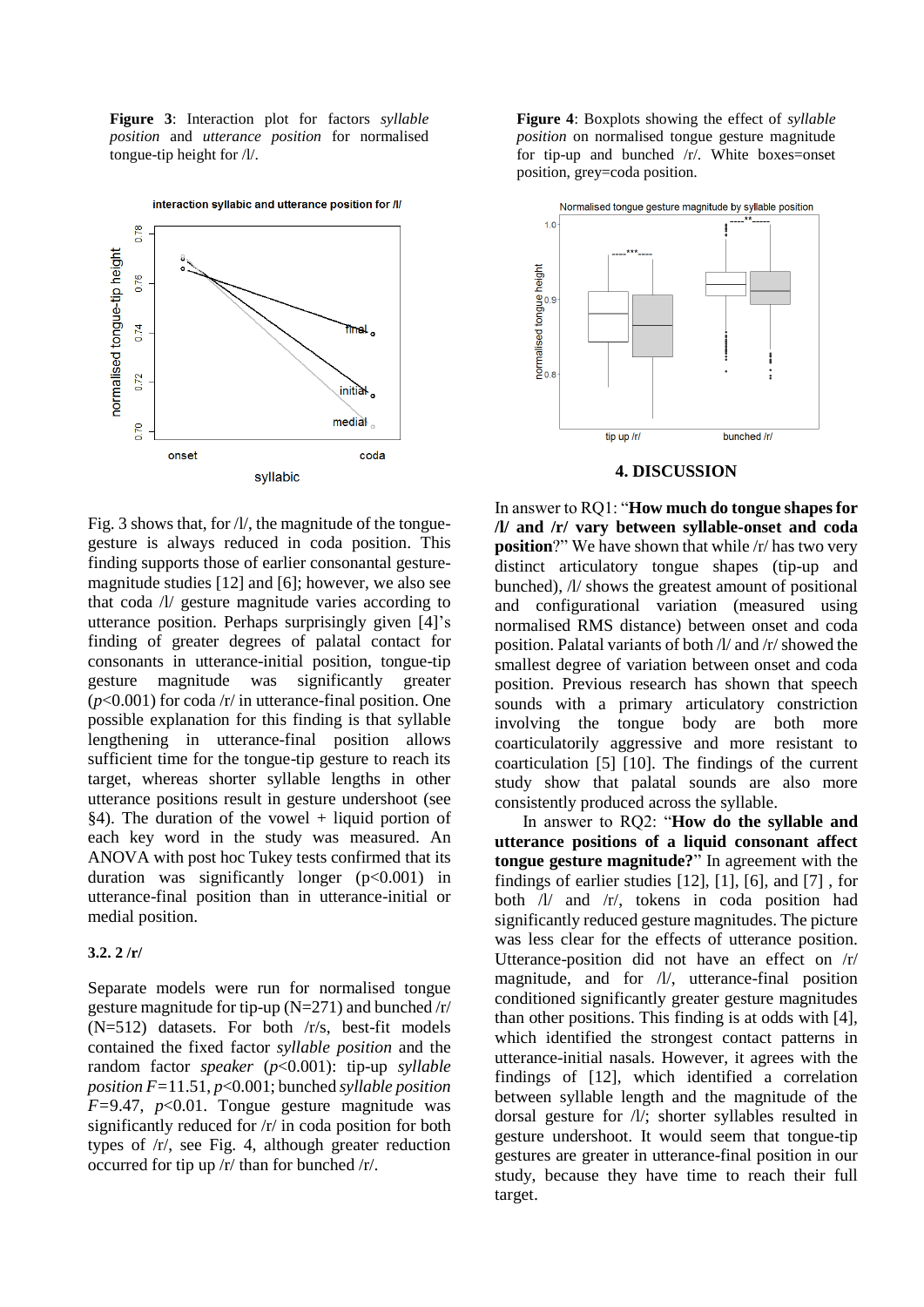**Figure 3**: Interaction plot for factors *syllable position* and *utterance position* for normalised tongue-tip height for /l/.

**Figure 4**: Boxplots showing the effect of *syllable position* on normalised tongue gesture magnitude for tip-up and bunched /r/. White boxes=onset position, grey=coda position.

Fig. 3 shows that, for /l/, the magnitude of the tongue-gesture is always reduced in coda position. This finding supports those of earlier consonantal gesture-magnitude studies [12] and [6]; however, we also see that coda /l/ gesture magnitude varies according to utterance position. Perhaps surprisingly given [4]'s finding of greater degrees of palatal contact for consonants in utterance-initial position, tongue-tip gesture magnitude was significantly greater ($p$<0.001) for coda /r/ in utterance-final position. One possible explanation for this finding is that syllable lengthening in utterance-final position allows sufficient time for the tongue-tip gesture to reach its target, whereas shorter syllable lengths in other utterance positions result in gesture undershoot (see §4). The duration of the vowel + liquid portion of each key word in the study was measured. An ANOVA with post hoc Tukey tests confirmed that its duration was significantly longer (p<0.001) in utterance-final position than in utterance-initial or medial position.

### 3.2. 2 /r/

Separate models were run for normalised tongue gesture magnitude for tip-up (N=271) and bunched /r/ (N=512) datasets. For both /r/s, best-fit models contained the fixed factor *syllable position* and the random factor *speaker* ($p$<0.001): tip-up *syllable position* $F$=11.51, $p$<0.001; bunched *syllable position* $F$=9.47, $p$<0.01. Tongue gesture magnitude was significantly reduced for /r/ in coda position for both types of /r/, see Fig. 4, although greater reduction occurred for tip up /r/ than for bunched /r/.

## 4. DISCUSSION

In answer to RQ1: "**How much do tongue shapes for /l/ and /r/ vary between syllable-onset and coda position**?" We have shown that while /r/ has two very distinct articulatory tongue shapes (tip-up and bunched), /l/ shows the greatest amount of positional and configurational variation (measured using normalised RMS distance) between onset and coda position. Palatal variants of both /l/ and /r/ showed the smallest degree of variation between onset and coda position. Previous research has shown that speech sounds with a primary articulatory constriction involving the tongue body are both more coarticulatorily aggressive and more resistant to coarticulation [5] [10]. The findings of the current study show that palatal sounds are also more consistently produced across the syllable.

In answer to RQ2: "**How do the syllable and utterance positions of a liquid consonant affect tongue gesture magnitude?**" In agreement with the findings of earlier studies [12], [1], [6], and [7] , for both /l/ and /r/, tokens in coda position had significantly reduced gesture magnitudes. The picture was less clear for the effects of utterance position. Utterance-position did not have an effect on /r/ magnitude, and for /l/, utterance-final position conditioned significantly greater gesture magnitudes than other positions. This finding is at odds with [4], which identified the strongest contact patterns in utterance-initial nasals. However, it agrees with the findings of [12], which identified a correlation between syllable length and the magnitude of the dorsal gesture for /l/; shorter syllables resulted in gesture undershoot. It would seem that tongue-tip gestures are greater in utterance-final position in our study, because they have time to reach their full target.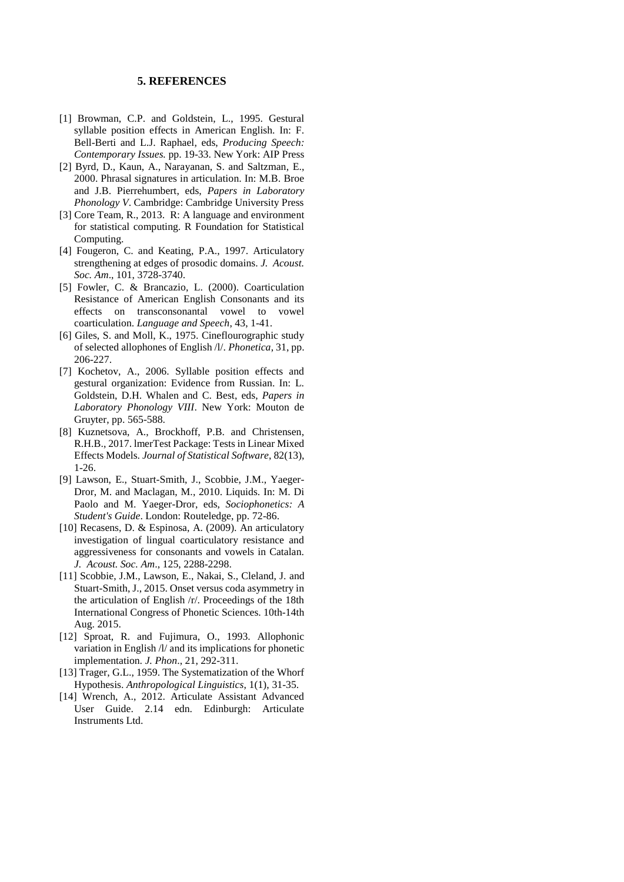## 5. REFERENCES

[1] Browman, C.P. and Goldstein, L., 1995. Gestural syllable position effects in American English. In: F. Bell-Berti and L.J. Raphael, eds, *Producing Speech: Contemporary Issues.* pp. 19-33. New York: AIP Press

[2] Byrd, D., Kaun, A., Narayanan, S. and Saltzman, E., 2000. Phrasal signatures in articulation. In: M.B. Broe and J.B. Pierrehumbert, eds, *Papers in Laboratory Phonology V*. Cambridge: Cambridge University Press

[3] Core Team, R., 2013. R: A language and environment for statistical computing. R Foundation for Statistical Computing.

[4] Fougeron, C. and Keating, P.A., 1997. Articulatory strengthening at edges of prosodic domains. *J. Acoust. Soc. Am*., 101, 3728-3740.

[5] Fowler, C. & Brancazio, L. (2000). Coarticulation Resistance of American English Consonants and its effects on transconsonantal vowel to vowel coarticulation. *Language and Speech*, 43, 1-41.

[6] Giles, S. and Moll, K., 1975. Cineflourographic study of selected allophones of English /l/. *Phonetica*, 31, pp. 206-227.

[7] Kochetov, A., 2006. Syllable position effects and gestural organization: Evidence from Russian. In: L. Goldstein, D.H. Whalen and C. Best, eds, *Papers in Laboratory Phonology VIII*. New York: Mouton de Gruyter, pp. 565-588.

[8] Kuznetsova, A., Brockhoff, P.B. and Christensen, R.H.B., 2017. lmerTest Package: Tests in Linear Mixed Effects Models. *Journal of Statistical Software*, 82(13), 1-26.

[9] Lawson, E., Stuart-Smith, J., Scobbie, J.M., Yaeger-Dror, M. and Maclagan, M., 2010. Liquids. In: M. Di Paolo and M. Yaeger-Dror, eds, *Sociophonetics: A Student's Guide*. London: Routeledge, pp. 72-86.

[10] Recasens, D. & Espinosa, A. (2009). An articulatory investigation of lingual coarticulatory resistance and aggressiveness for consonants and vowels in Catalan. *J. Acoust. Soc. Am*., 125, 2288-2298.

[11] Scobbie, J.M., Lawson, E., Nakai, S., Cleland, J. and Stuart-Smith, J., 2015. Onset versus coda asymmetry in the articulation of English /r/. Proceedings of the 18th International Congress of Phonetic Sciences. 10th-14th Aug. 2015.

[12] Sproat, R. and Fujimura, O., 1993. Allophonic variation in English /l/ and its implications for phonetic implementation. *J. Phon*., 21, 292-311.

[13] Trager, G.L., 1959. The Systematization of the Whorf Hypothesis. *Anthropological Linguistics*, 1(1), 31-35.

[14] Wrench, A., 2012. Articulate Assistant Advanced User Guide. 2.14 edn. Edinburgh: Articulate Instruments Ltd.